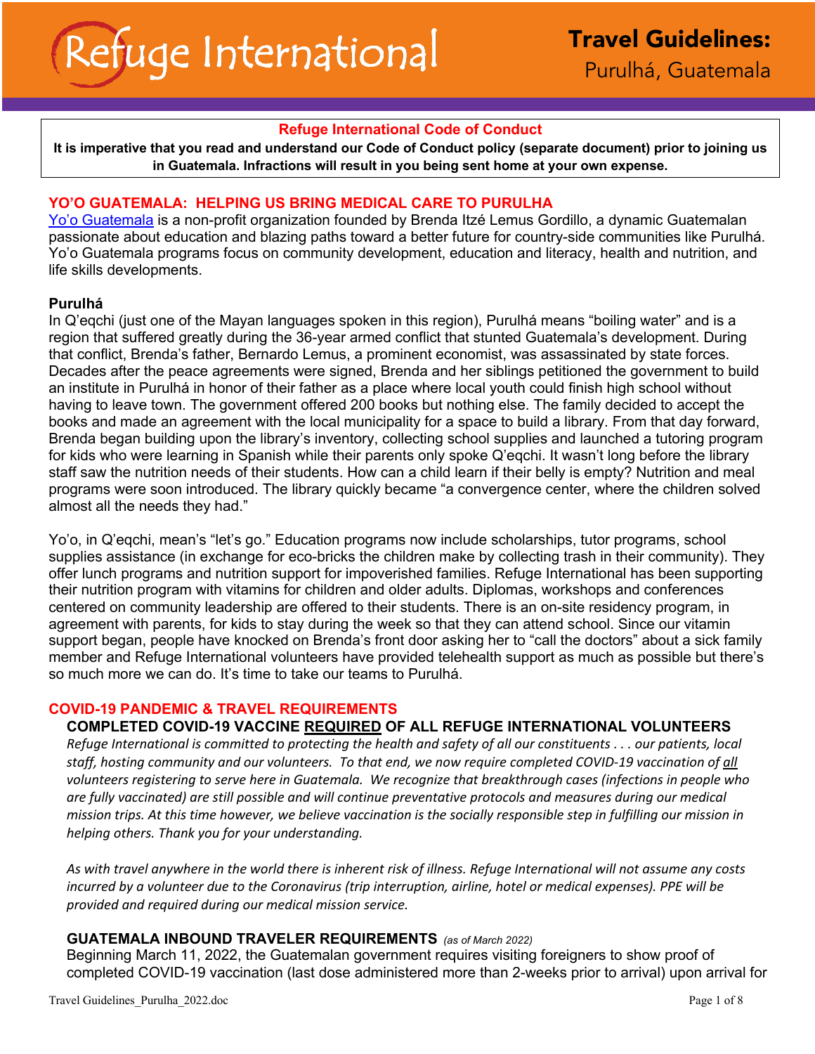# Refuge International

**Travel Guidelines:**
Purulhá, Guatemala

---

**Refuge International Code of Conduct**

**It is imperative that you read and understand our Code of Conduct policy (separate document) prior to joining us in Guatemala. Infractions will result in you being sent home at your own expense.**

---

## YO'O GUATEMALA: HELPING US BRING MEDICAL CARE TO PURULHA

Yo'o Guatemala is a non-profit organization founded by Brenda Itzé Lemus Gordillo, a dynamic Guatemalan passionate about education and blazing paths toward a better future for country-side communities like Purulhá. Yo'o Guatemala programs focus on community development, education and literacy, health and nutrition, and life skills developments.

### Purulhá

In Q'eqchi (just one of the Mayan languages spoken in this region), Purulhá means "boiling water" and is a region that suffered greatly during the 36-year armed conflict that stunted Guatemala's development. During that conflict, Brenda's father, Bernardo Lemus, a prominent economist, was assassinated by state forces. Decades after the peace agreements were signed, Brenda and her siblings petitioned the government to build an institute in Purulhá in honor of their father as a place where local youth could finish high school without having to leave town. The government offered 200 books but nothing else. The family decided to accept the books and made an agreement with the local municipality for a space to build a library. From that day forward, Brenda began building upon the library's inventory, collecting school supplies and launched a tutoring program for kids who were learning in Spanish while their parents only spoke Q'eqchi. It wasn't long before the library staff saw the nutrition needs of their students. How can a child learn if their belly is empty? Nutrition and meal programs were soon introduced. The library quickly became "a convergence center, where the children solved almost all the needs they had."

Yo'o, in Q'eqchi, mean's "let's go." Education programs now include scholarships, tutor programs, school supplies assistance (in exchange for eco-bricks the children make by collecting trash in their community). They offer lunch programs and nutrition support for impoverished families. Refuge International has been supporting their nutrition program with vitamins for children and older adults. Diplomas, workshops and conferences centered on community leadership are offered to their students. There is an on-site residency program, in agreement with parents, for kids to stay during the week so that they can attend school. Since our vitamin support began, people have knocked on Brenda's front door asking her to "call the doctors" about a sick family member and Refuge International volunteers have provided telehealth support as much as possible but there's so much more we can do. It's time to take our teams to Purulhá.

## COVID-19 PANDEMIC & TRAVEL REQUIREMENTS

### COMPLETED COVID-19 VACCINE REQUIRED OF ALL REFUGE INTERNATIONAL VOLUNTEERS

*Refuge International is committed to protecting the health and safety of all our constituents . . . our patients, local staff, hosting community and our volunteers. To that end, we now require completed COVID-19 vaccination of all volunteers registering to serve here in Guatemala. We recognize that breakthrough cases (infections in people who are fully vaccinated) are still possible and will continue preventative protocols and measures during our medical mission trips. At this time however, we believe vaccination is the socially responsible step in fulfilling our mission in helping others. Thank you for your understanding.*

*As with travel anywhere in the world there is inherent risk of illness. Refuge International will not assume any costs incurred by a volunteer due to the Coronavirus (trip interruption, airline, hotel or medical expenses). PPE will be provided and required during our medical mission service.*

### GUATEMALA INBOUND TRAVELER REQUIREMENTS *(as of March 2022)*

Beginning March 11, 2022, the Guatemalan government requires visiting foreigners to show proof of completed COVID-19 vaccination (last dose administered more than 2-weeks prior to arrival) upon arrival for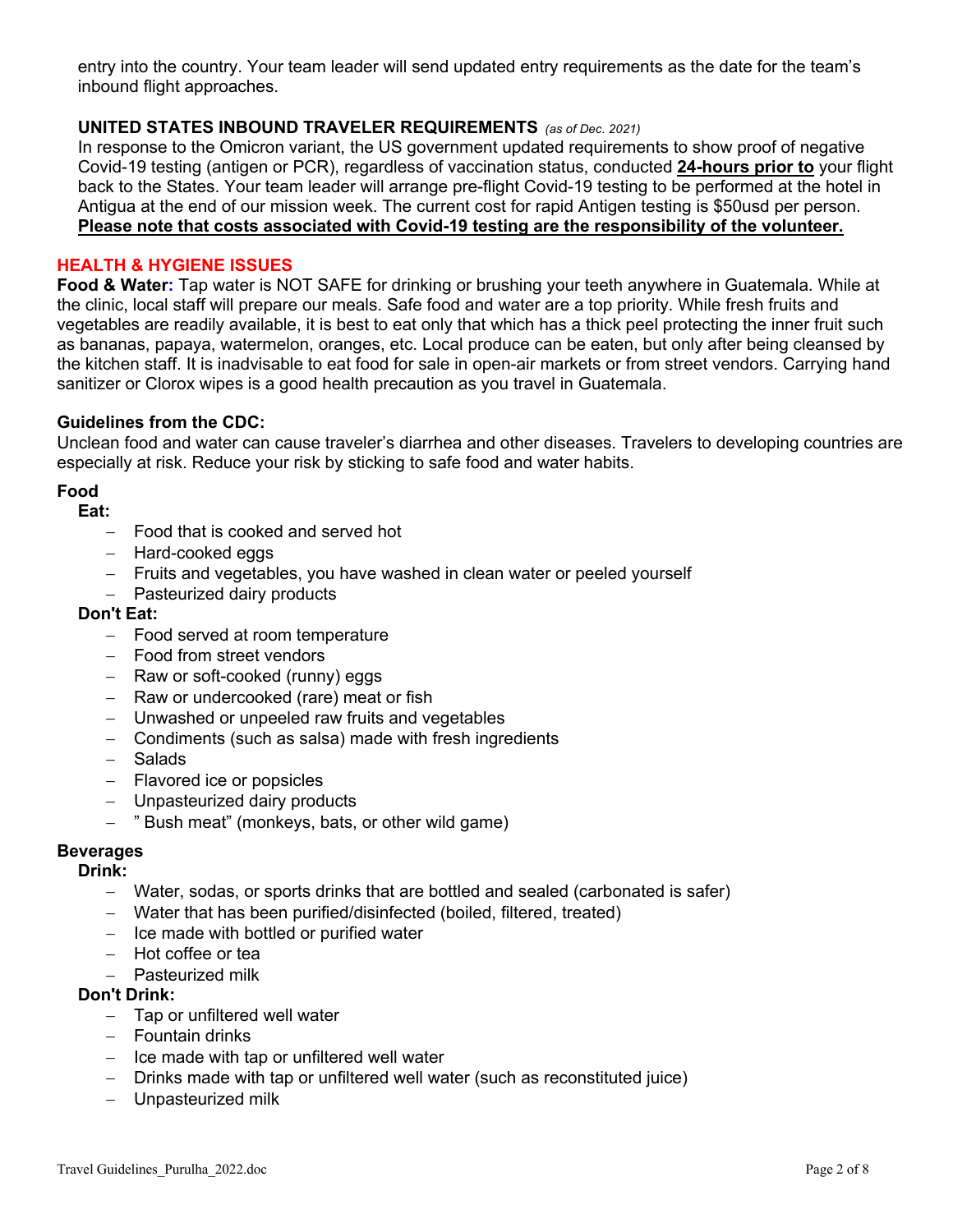entry into the country. Your team leader will send updated entry requirements as the date for the team's inbound flight approaches.

### UNITED STATES INBOUND TRAVELER REQUIREMENTS *(as of Dec. 2021)*

In response to the Omicron variant, the US government updated requirements to show proof of negative Covid-19 testing (antigen or PCR), regardless of vaccination status, conducted **24-hours prior to** your flight back to the States. Your team leader will arrange pre-flight Covid-19 testing to be performed at the hotel in Antigua at the end of our mission week. The current cost for rapid Antigen testing is $50usd per person. **Please note that costs associated with Covid-19 testing are the responsibility of the volunteer.**

## HEALTH & HYGIENE ISSUES

**Food & Water:** Tap water is NOT SAFE for drinking or brushing your teeth anywhere in Guatemala. While at the clinic, local staff will prepare our meals. Safe food and water are a top priority. While fresh fruits and vegetables are readily available, it is best to eat only that which has a thick peel protecting the inner fruit such as bananas, papaya, watermelon, oranges, etc. Local produce can be eaten, but only after being cleansed by the kitchen staff. It is inadvisable to eat food for sale in open-air markets or from street vendors. Carrying hand sanitizer or Clorox wipes is a good health precaution as you travel in Guatemala.

### Guidelines from the CDC:

Unclean food and water can cause traveler's diarrhea and other diseases. Travelers to developing countries are especially at risk. Reduce your risk by sticking to safe food and water habits.

**Food**

**Eat:**

- Food that is cooked and served hot
- Hard-cooked eggs
- Fruits and vegetables, you have washed in clean water or peeled yourself
- Pasteurized dairy products

**Don't Eat:**

- Food served at room temperature
- Food from street vendors
- Raw or soft-cooked (runny) eggs
- Raw or undercooked (rare) meat or fish
- Unwashed or unpeeled raw fruits and vegetables
- Condiments (such as salsa) made with fresh ingredients
- Salads
- Flavored ice or popsicles
- Unpasteurized dairy products
- " Bush meat" (monkeys, bats, or other wild game)

**Beverages**

**Drink:**

- Water, sodas, or sports drinks that are bottled and sealed (carbonated is safer)
- Water that has been purified/disinfected (boiled, filtered, treated)
- Ice made with bottled or purified water
- Hot coffee or tea
- Pasteurized milk

**Don't Drink:**

- Tap or unfiltered well water
- Fountain drinks
- Ice made with tap or unfiltered well water
- Drinks made with tap or unfiltered well water (such as reconstituted juice)
- Unpasteurized milk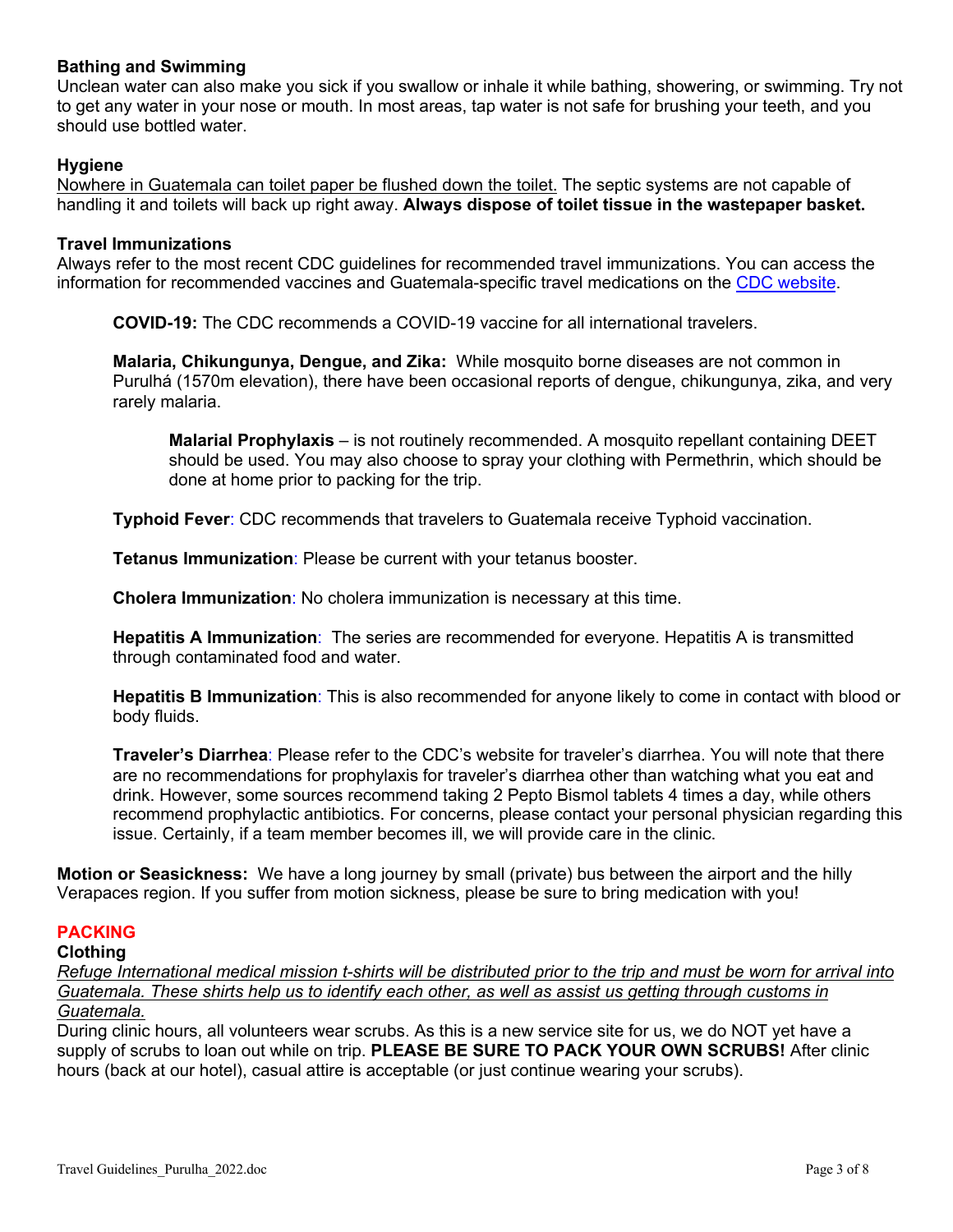**Bathing and Swimming**
Unclean water can also make you sick if you swallow or inhale it while bathing, showering, or swimming. Try not to get any water in your nose or mouth. In most areas, tap water is not safe for brushing your teeth, and you should use bottled water.

**Hygiene**
Nowhere in Guatemala can toilet paper be flushed down the toilet. The septic systems are not capable of handling it and toilets will back up right away. **Always dispose of toilet tissue in the wastepaper basket.**

**Travel Immunizations**
Always refer to the most recent CDC guidelines for recommended travel immunizations. You can access the information for recommended vaccines and Guatemala-specific travel medications on the CDC website.

**COVID-19:** The CDC recommends a COVID-19 vaccine for all international travelers.

**Malaria, Chikungunya, Dengue, and Zika:** While mosquito borne diseases are not common in Purulhá (1570m elevation), there have been occasional reports of dengue, chikungunya, zika, and very rarely malaria.

> **Malarial Prophylaxis** – is not routinely recommended. A mosquito repellant containing DEET should be used. You may also choose to spray your clothing with Permethrin, which should be done at home prior to packing for the trip.

**Typhoid Fever**: CDC recommends that travelers to Guatemala receive Typhoid vaccination.

**Tetanus Immunization**: Please be current with your tetanus booster.

**Cholera Immunization**: No cholera immunization is necessary at this time.

**Hepatitis A Immunization**: The series are recommended for everyone. Hepatitis A is transmitted through contaminated food and water.

**Hepatitis B Immunization**: This is also recommended for anyone likely to come in contact with blood or body fluids.

**Traveler's Diarrhea**: Please refer to the CDC's website for traveler's diarrhea. You will note that there are no recommendations for prophylaxis for traveler's diarrhea other than watching what you eat and drink. However, some sources recommend taking 2 Pepto Bismol tablets 4 times a day, while others recommend prophylactic antibiotics. For concerns, please contact your personal physician regarding this issue. Certainly, if a team member becomes ill, we will provide care in the clinic.

**Motion or Seasickness:** We have a long journey by small (private) bus between the airport and the hilly Verapaces region. If you suffer from motion sickness, please be sure to bring medication with you!

## PACKING

**Clothing**
*Refuge International medical mission t-shirts will be distributed prior to the trip and must be worn for arrival into Guatemala. These shirts help us to identify each other, as well as assist us getting through customs in Guatemala.*
During clinic hours, all volunteers wear scrubs. As this is a new service site for us, we do NOT yet have a supply of scrubs to loan out while on trip. **PLEASE BE SURE TO PACK YOUR OWN SCRUBS!** After clinic hours (back at our hotel), casual attire is acceptable (or just continue wearing your scrubs).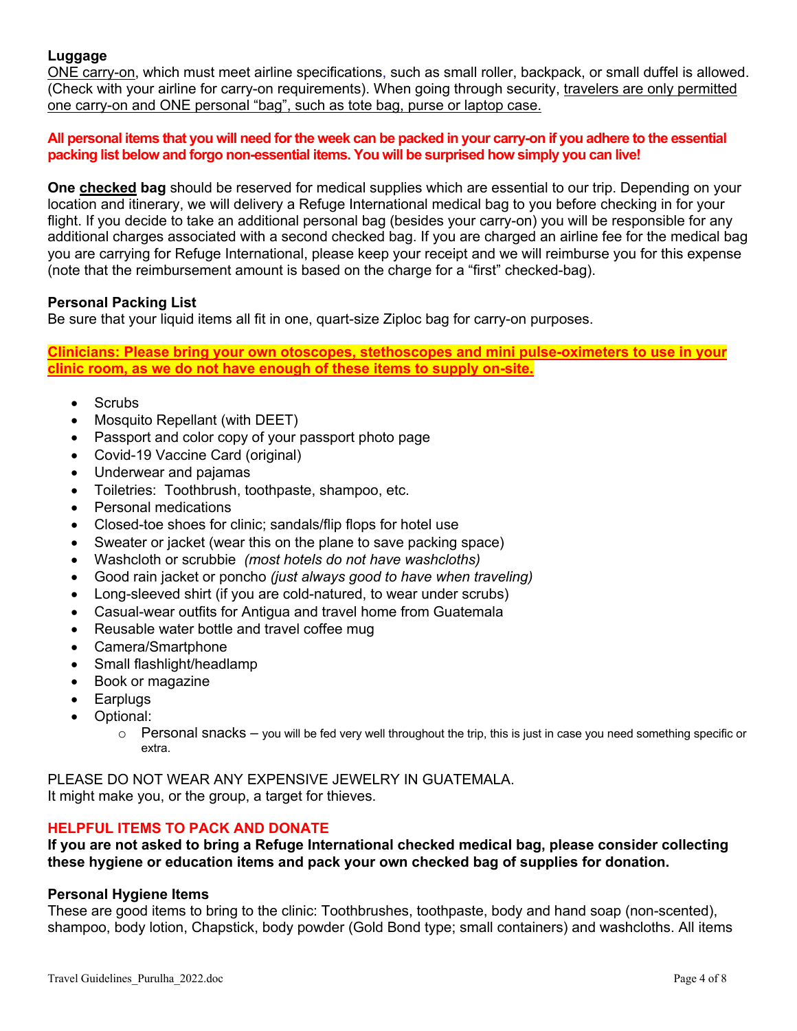### Luggage

ONE carry-on, which must meet airline specifications, such as small roller, backpack, or small duffel is allowed. (Check with your airline for carry-on requirements). When going through security, travelers are only permitted one carry-on and ONE personal "bag", such as tote bag, purse or laptop case.

**All personal items that you will need for the week can be packed in your carry-on if you adhere to the essential packing list below and forgo non-essential items. You will be surprised how simply you can live!**

**One checked bag** should be reserved for medical supplies which are essential to our trip. Depending on your location and itinerary, we will delivery a Refuge International medical bag to you before checking in for your flight. If you decide to take an additional personal bag (besides your carry-on) you will be responsible for any additional charges associated with a second checked bag. If you are charged an airline fee for the medical bag you are carrying for Refuge International, please keep your receipt and we will reimburse you for this expense (note that the reimbursement amount is based on the charge for a "first" checked-bag).

### Personal Packing List

Be sure that your liquid items all fit in one, quart-size Ziploc bag for carry-on purposes.

**Clinicians: Please bring your own otoscopes, stethoscopes and mini pulse-oximeters to use in your clinic room, as we do not have enough of these items to supply on-site.**

- Scrubs
- Mosquito Repellant (with DEET)
- Passport and color copy of your passport photo page
- Covid-19 Vaccine Card (original)
- Underwear and pajamas
- Toiletries: Toothbrush, toothpaste, shampoo, etc.
- Personal medications
- Closed-toe shoes for clinic; sandals/flip flops for hotel use
- Sweater or jacket (wear this on the plane to save packing space)
- Washcloth or scrubbie *(most hotels do not have washcloths)*
- Good rain jacket or poncho *(just always good to have when traveling)*
- Long-sleeved shirt (if you are cold-natured, to wear under scrubs)
- Casual-wear outfits for Antigua and travel home from Guatemala
- Reusable water bottle and travel coffee mug
- Camera/Smartphone
- Small flashlight/headlamp
- Book or magazine
- Earplugs
- Optional:
  - Personal snacks – you will be fed very well throughout the trip, this is just in case you need something specific or extra.

PLEASE DO NOT WEAR ANY EXPENSIVE JEWELRY IN GUATEMALA.
It might make you, or the group, a target for thieves.

### HELPFUL ITEMS TO PACK AND DONATE

**If you are not asked to bring a Refuge International checked medical bag, please consider collecting these hygiene or education items and pack your own checked bag of supplies for donation.**

### Personal Hygiene Items

These are good items to bring to the clinic: Toothbrushes, toothpaste, body and hand soap (non-scented), shampoo, body lotion, Chapstick, body powder (Gold Bond type; small containers) and washcloths. All items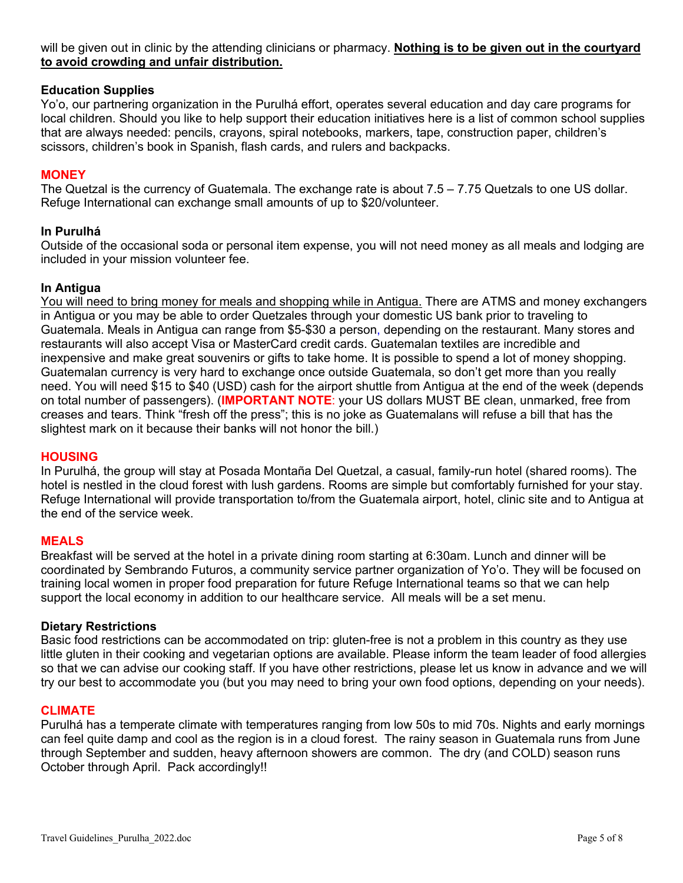will be given out in clinic by the attending clinicians or pharmacy. **Nothing is to be given out in the courtyard to avoid crowding and unfair distribution.**

### Education Supplies

Yo'o, our partnering organization in the Purulhá effort, operates several education and day care programs for local children. Should you like to help support their education initiatives here is a list of common school supplies that are always needed: pencils, crayons, spiral notebooks, markers, tape, construction paper, children's scissors, children's book in Spanish, flash cards, and rulers and backpacks.

## MONEY

The Quetzal is the currency of Guatemala. The exchange rate is about 7.5 – 7.75 Quetzals to one US dollar. Refuge International can exchange small amounts of up to $20/volunteer.

### In Purulhá

Outside of the occasional soda or personal item expense, you will not need money as all meals and lodging are included in your mission volunteer fee.

### In Antigua

You will need to bring money for meals and shopping while in Antigua. There are ATMS and money exchangers in Antigua or you may be able to order Quetzales through your domestic US bank prior to traveling to Guatemala. Meals in Antigua can range from $5-$30 a person, depending on the restaurant. Many stores and restaurants will also accept Visa or MasterCard credit cards. Guatemalan textiles are incredible and inexpensive and make great souvenirs or gifts to take home. It is possible to spend a lot of money shopping. Guatemalan currency is very hard to exchange once outside Guatemala, so don't get more than you really need. You will need $15 to $40 (USD) cash for the airport shuttle from Antigua at the end of the week (depends on total number of passengers). (**IMPORTANT NOTE**: your US dollars MUST BE clean, unmarked, free from creases and tears. Think "fresh off the press"; this is no joke as Guatemalans will refuse a bill that has the slightest mark on it because their banks will not honor the bill.)

## HOUSING

In Purulhá, the group will stay at Posada Montaña Del Quetzal, a casual, family-run hotel (shared rooms). The hotel is nestled in the cloud forest with lush gardens. Rooms are simple but comfortably furnished for your stay. Refuge International will provide transportation to/from the Guatemala airport, hotel, clinic site and to Antigua at the end of the service week.

## MEALS

Breakfast will be served at the hotel in a private dining room starting at 6:30am. Lunch and dinner will be coordinated by Sembrando Futuros, a community service partner organization of Yo'o. They will be focused on training local women in proper food preparation for future Refuge International teams so that we can help support the local economy in addition to our healthcare service. All meals will be a set menu.

### Dietary Restrictions

Basic food restrictions can be accommodated on trip: gluten-free is not a problem in this country as they use little gluten in their cooking and vegetarian options are available. Please inform the team leader of food allergies so that we can advise our cooking staff. If you have other restrictions, please let us know in advance and we will try our best to accommodate you (but you may need to bring your own food options, depending on your needs).

## CLIMATE

Purulhá has a temperate climate with temperatures ranging from low 50s to mid 70s. Nights and early mornings can feel quite damp and cool as the region is in a cloud forest. The rainy season in Guatemala runs from June through September and sudden, heavy afternoon showers are common. The dry (and COLD) season runs October through April. Pack accordingly!!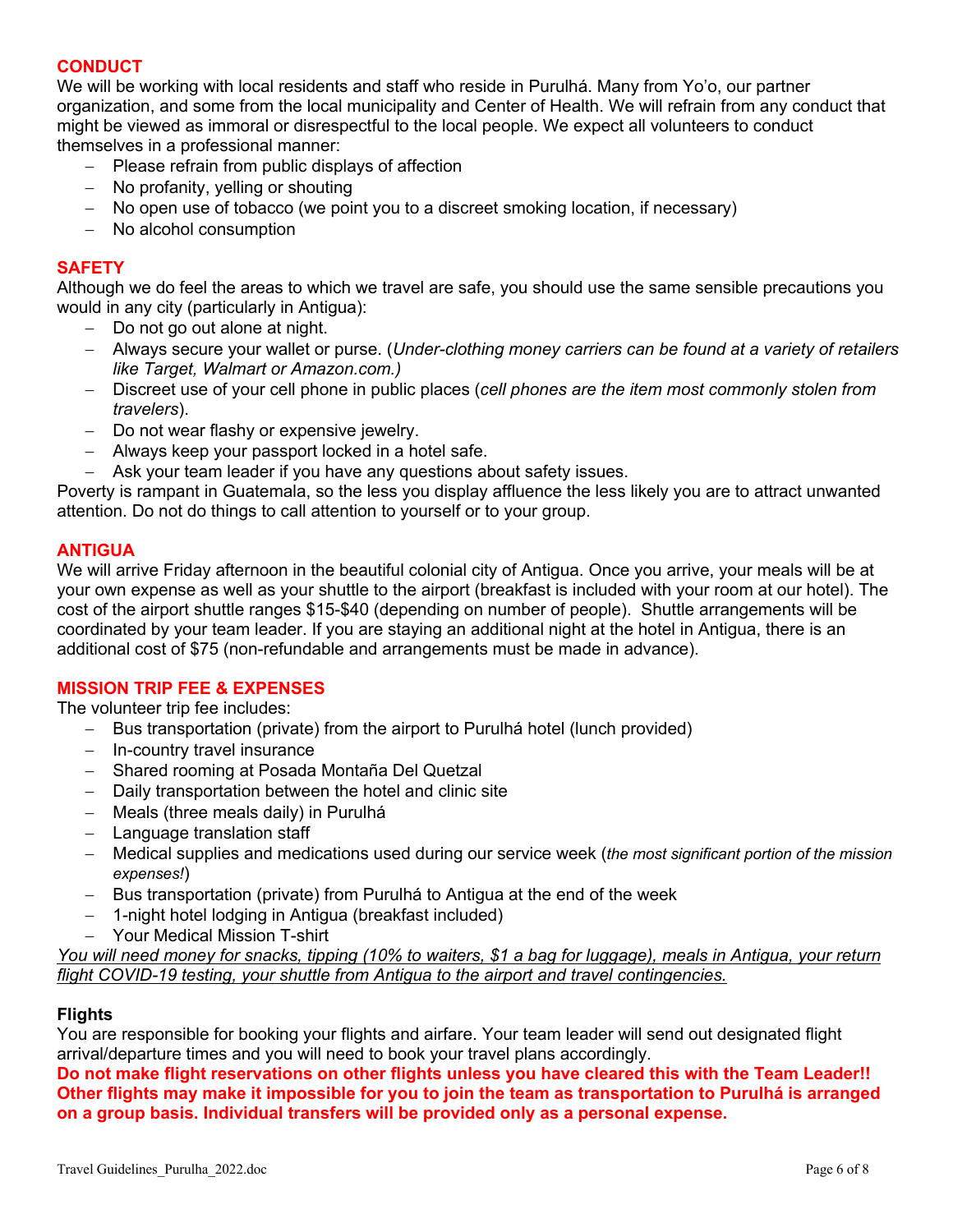## CONDUCT

We will be working with local residents and staff who reside in Purulhá. Many from Yo'o, our partner organization, and some from the local municipality and Center of Health. We will refrain from any conduct that might be viewed as immoral or disrespectful to the local people. We expect all volunteers to conduct themselves in a professional manner:

- Please refrain from public displays of affection
- No profanity, yelling or shouting
- No open use of tobacco (we point you to a discreet smoking location, if necessary)
- No alcohol consumption

## SAFETY

Although we do feel the areas to which we travel are safe, you should use the same sensible precautions you would in any city (particularly in Antigua):

- Do not go out alone at night.
- Always secure your wallet or purse. (*Under-clothing money carriers can be found at a variety of retailers like Target, Walmart or Amazon.com.)*
- Discreet use of your cell phone in public places (*cell phones are the item most commonly stolen from travelers*).
- Do not wear flashy or expensive jewelry.
- Always keep your passport locked in a hotel safe.
- Ask your team leader if you have any questions about safety issues.

Poverty is rampant in Guatemala, so the less you display affluence the less likely you are to attract unwanted attention. Do not do things to call attention to yourself or to your group.

## ANTIGUA

We will arrive Friday afternoon in the beautiful colonial city of Antigua. Once you arrive, your meals will be at your own expense as well as your shuttle to the airport (breakfast is included with your room at our hotel). The cost of the airport shuttle ranges $15-$40 (depending on number of people). Shuttle arrangements will be coordinated by your team leader. If you are staying an additional night at the hotel in Antigua, there is an additional cost of $75 (non-refundable and arrangements must be made in advance).

## MISSION TRIP FEE & EXPENSES

The volunteer trip fee includes:

- Bus transportation (private) from the airport to Purulhá hotel (lunch provided)
- In-country travel insurance
- Shared rooming at Posada Montaña Del Quetzal
- Daily transportation between the hotel and clinic site
- Meals (three meals daily) in Purulhá
- Language translation staff
- Medical supplies and medications used during our service week (*the most significant portion of the mission expenses!*)
- Bus transportation (private) from Purulhá to Antigua at the end of the week
- 1-night hotel lodging in Antigua (breakfast included)
- Your Medical Mission T-shirt

*You will need money for snacks, tipping (10% to waiters, $1 a bag for luggage), meals in Antigua, your return flight COVID-19 testing, your shuttle from Antigua to the airport and travel contingencies.*

### Flights

You are responsible for booking your flights and airfare. Your team leader will send out designated flight arrival/departure times and you will need to book your travel plans accordingly.

**Do not make flight reservations on other flights unless you have cleared this with the Team Leader!! Other flights may make it impossible for you to join the team as transportation to Purulhá is arranged on a group basis. Individual transfers will be provided only as a personal expense.**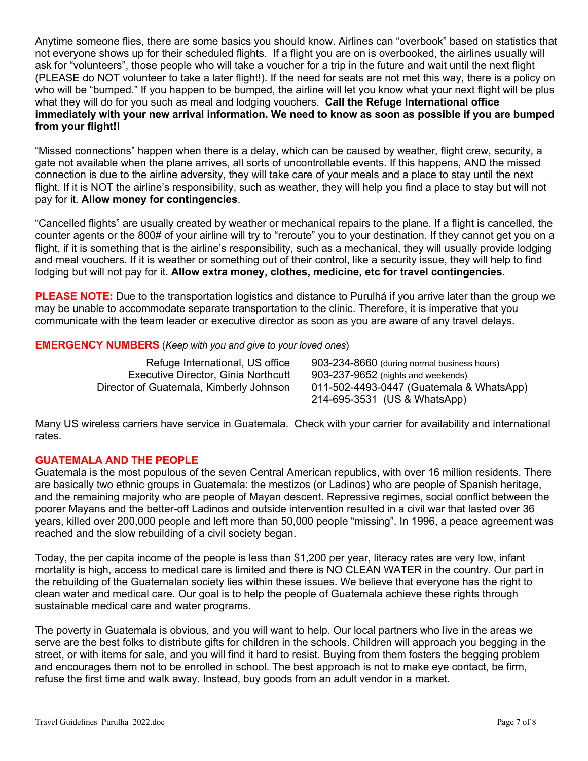Anytime someone flies, there are some basics you should know. Airlines can "overbook" based on statistics that not everyone shows up for their scheduled flights. If a flight you are on is overbooked, the airlines usually will ask for "volunteers", those people who will take a voucher for a trip in the future and wait until the next flight (PLEASE do NOT volunteer to take a later flight!). If the need for seats are not met this way, there is a policy on who will be "bumped." If you happen to be bumped, the airline will let you know what your next flight will be plus what they will do for you such as meal and lodging vouchers. **Call the Refuge International office immediately with your new arrival information. We need to know as soon as possible if you are bumped from your flight!!**

"Missed connections" happen when there is a delay, which can be caused by weather, flight crew, security, a gate not available when the plane arrives, all sorts of uncontrollable events. If this happens, AND the missed connection is due to the airline adversity, they will take care of your meals and a place to stay until the next flight. If it is NOT the airline's responsibility, such as weather, they will help you find a place to stay but will not pay for it. **Allow money for contingencies**.

"Cancelled flights" are usually created by weather or mechanical repairs to the plane. If a flight is cancelled, the counter agents or the 800# of your airline will try to "reroute" you to your destination. If they cannot get you on a flight, if it is something that is the airline's responsibility, such as a mechanical, they will usually provide lodging and meal vouchers. If it is weather or something out of their control, like a security issue, they will help to find lodging but will not pay for it. **Allow extra money, clothes, medicine, etc for travel contingencies.**

**PLEASE NOTE:** Due to the transportation logistics and distance to Purulhá if you arrive later than the group we may be unable to accommodate separate transportation to the clinic. Therefore, it is imperative that you communicate with the team leader or executive director as soon as you are aware of any travel delays.

**EMERGENCY NUMBERS** (*Keep with you and give to your loved ones*)

| | |
|---|---|
| Refuge International, US office | 903-234-8660 (during normal business hours) |
| Executive Director, Ginia Northcutt | 903-237-9652 (nights and weekends) |
| Director of Guatemala, Kimberly Johnson | 011-502-4493-0447 (Guatemala & WhatsApp)<br>214-695-3531 (US & WhatsApp) |

Many US wireless carriers have service in Guatemala. Check with your carrier for availability and international rates.

## GUATEMALA AND THE PEOPLE

Guatemala is the most populous of the seven Central American republics, with over 16 million residents. There are basically two ethnic groups in Guatemala: the mestizos (or Ladinos) who are people of Spanish heritage, and the remaining majority who are people of Mayan descent. Repressive regimes, social conflict between the poorer Mayans and the better-off Ladinos and outside intervention resulted in a civil war that lasted over 36 years, killed over 200,000 people and left more than 50,000 people "missing". In 1996, a peace agreement was reached and the slow rebuilding of a civil society began.

Today, the per capita income of the people is less than $1,200 per year, literacy rates are very low, infant mortality is high, access to medical care is limited and there is NO CLEAN WATER in the country. Our part in the rebuilding of the Guatemalan society lies within these issues. We believe that everyone has the right to clean water and medical care. Our goal is to help the people of Guatemala achieve these rights through sustainable medical care and water programs.

The poverty in Guatemala is obvious, and you will want to help. Our local partners who live in the areas we serve are the best folks to distribute gifts for children in the schools. Children will approach you begging in the street, or with items for sale, and you will find it hard to resist. Buying from them fosters the begging problem and encourages them not to be enrolled in school. The best approach is not to make eye contact, be firm, refuse the first time and walk away. Instead, buy goods from an adult vendor in a market.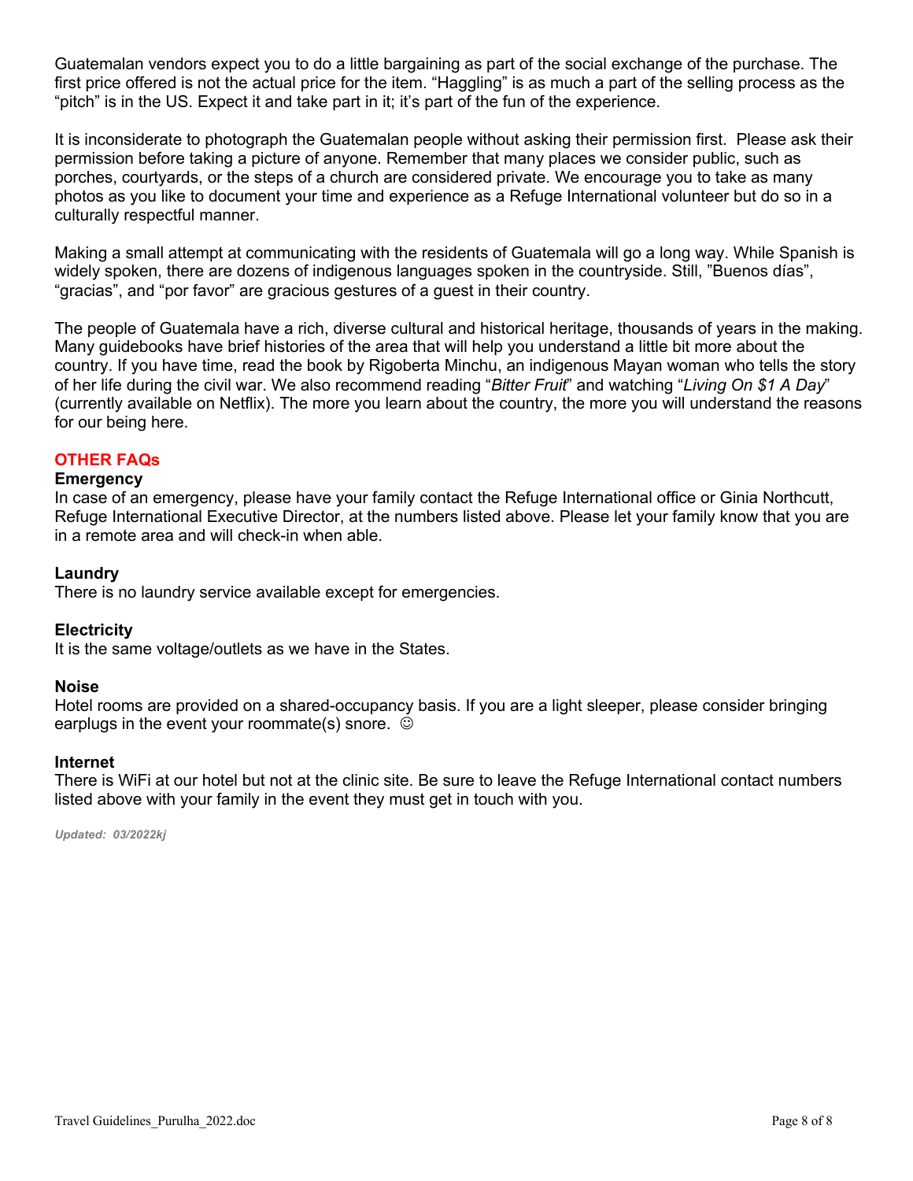Guatemalan vendors expect you to do a little bargaining as part of the social exchange of the purchase. The first price offered is not the actual price for the item. "Haggling" is as much a part of the selling process as the "pitch" is in the US. Expect it and take part in it; it's part of the fun of the experience.

It is inconsiderate to photograph the Guatemalan people without asking their permission first. Please ask their permission before taking a picture of anyone. Remember that many places we consider public, such as porches, courtyards, or the steps of a church are considered private. We encourage you to take as many photos as you like to document your time and experience as a Refuge International volunteer but do so in a culturally respectful manner.

Making a small attempt at communicating with the residents of Guatemala will go a long way. While Spanish is widely spoken, there are dozens of indigenous languages spoken in the countryside. Still, "Buenos días", "gracias", and "por favor" are gracious gestures of a guest in their country.

The people of Guatemala have a rich, diverse cultural and historical heritage, thousands of years in the making. Many guidebooks have brief histories of the area that will help you understand a little bit more about the country. If you have time, read the book by Rigoberta Minchu, an indigenous Mayan woman who tells the story of her life during the civil war. We also recommend reading "*Bitter Fruit*" and watching "*Living On $1 A Day*" (currently available on Netflix). The more you learn about the country, the more you will understand the reasons for our being here.

## OTHER FAQs

### Emergency

In case of an emergency, please have your family contact the Refuge International office or Ginia Northcutt, Refuge International Executive Director, at the numbers listed above. Please let your family know that you are in a remote area and will check-in when able.

### Laundry

There is no laundry service available except for emergencies.

### Electricity

It is the same voltage/outlets as we have in the States.

### Noise

Hotel rooms are provided on a shared-occupancy basis. If you are a light sleeper, please consider bringing earplugs in the event your roommate(s) snore. ☺

### Internet

There is WiFi at our hotel but not at the clinic site. Be sure to leave the Refuge International contact numbers listed above with your family in the event they must get in touch with you.

***Updated: 03/2022kj***